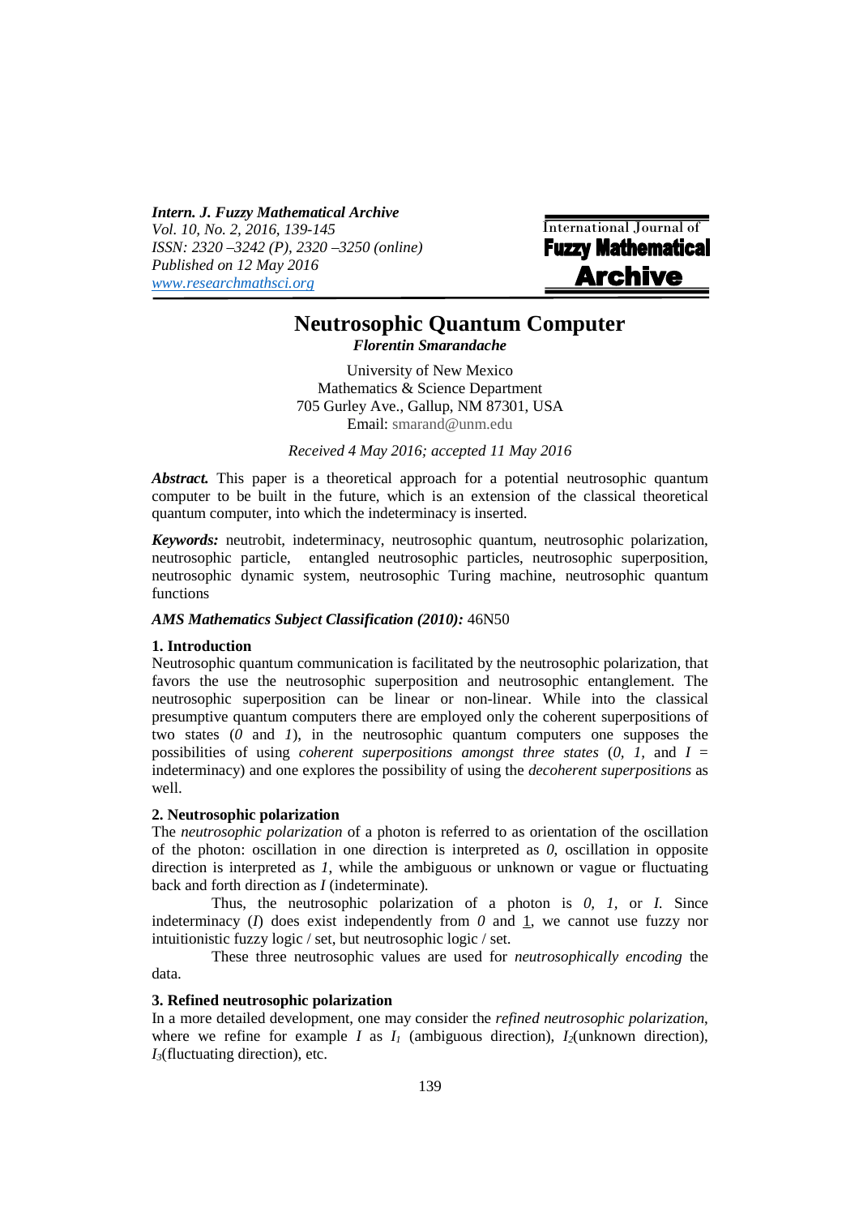# Neutrosophic Quantum Computer

***Florentin Smarandache***

University of New Mexico
Mathematics & Science Department
705 Gurley Ave., Gallup, NM 87301, USA
Email: smarand@unm.edu

*Received 4 May 2016; accepted 11 May 2016*

***Abstract.*** This paper is a theoretical approach for a potential neutrosophic quantum computer to be built in the future, which is an extension of the classical theoretical quantum computer, into which the indeterminacy is inserted.

***Keywords:*** neutrobit, indeterminacy, neutrosophic quantum, neutrosophic polarization, neutrosophic particle, entangled neutrosophic particles, neutrosophic superposition, neutrosophic dynamic system, neutrosophic Turing machine, neutrosophic quantum functions

***AMS Mathematics Subject Classification (2010):*** 46N50

## 1. Introduction

Neutrosophic quantum communication is facilitated by the neutrosophic polarization, that favors the use the neutrosophic superposition and neutrosophic entanglement. The neutrosophic superposition can be linear or non-linear. While into the classical presumptive quantum computers there are employed only the coherent superpositions of two states ($0$ and $1$), in the neutrosophic quantum computers one supposes the possibilities of using *coherent superpositions amongst three states* ($0$, $1$, and $I$ = indeterminacy) and one explores the possibility of using the *decoherent superpositions* as well.

## 2. Neutrosophic polarization

The *neutrosophic polarization* of a photon is referred to as orientation of the oscillation of the photon: oscillation in one direction is interpreted as $0$, oscillation in opposite direction is interpreted as $1$, while the ambiguous or unknown or vague or fluctuating back and forth direction as $I$ (indeterminate).

Thus, the neutrosophic polarization of a photon is $0$, $1$, or $I$. Since indeterminacy ($I$) does exist independently from $0$ and $1$, we cannot use fuzzy nor intuitionistic fuzzy logic / set, but neutrosophic logic / set.

These three neutrosophic values are used for *neutrosophically encoding* the data.

## 3. Refined neutrosophic polarization

In a more detailed development, one may consider the *refined neutrosophic polarization*, where we refine for example $I$ as $I_1$ (ambiguous direction), $I_2$(unknown direction), $I_3$(fluctuating direction), etc.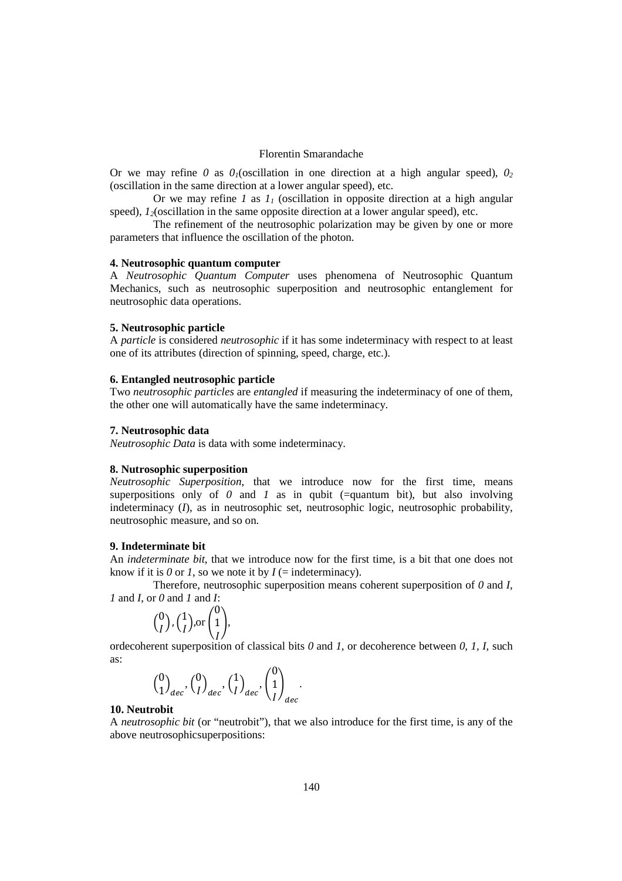Or we may refine *0* as $0_1$(oscillation in one direction at a high angular speed), $0_2$ (oscillation in the same direction at a lower angular speed), etc.

Or we may refine *1* as $1_1$ (oscillation in opposite direction at a high angular speed), $1_2$(oscillation in the same opposite direction at a lower angular speed), etc.

The refinement of the neutrosophic polarization may be given by one or more parameters that influence the oscillation of the photon.

**4. Neutrosophic quantum computer**

A *Neutrosophic Quantum Computer* uses phenomena of Neutrosophic Quantum Mechanics, such as neutrosophic superposition and neutrosophic entanglement for neutrosophic data operations.

**5. Neutrosophic particle**

A *particle* is considered *neutrosophic* if it has some indeterminacy with respect to at least one of its attributes (direction of spinning, speed, charge, etc.).

**6. Entangled neutrosophic particle**

Two *neutrosophic particles* are *entangled* if measuring the indeterminacy of one of them, the other one will automatically have the same indeterminacy.

**7. Neutrosophic data**

*Neutrosophic Data* is data with some indeterminacy.

**8. Nutrosophic superposition**

*Neutrosophic Superposition,* that we introduce now for the first time, means superpositions only of *0* and *1* as in qubit (=quantum bit), but also involving indeterminacy (*I*), as in neutrosophic set, neutrosophic logic, neutrosophic probability, neutrosophic measure, and so on.

**9. Indeterminate bit**

An *indeterminate bit*, that we introduce now for the first time, is a bit that one does not know if it is *0* or *1*, so we note it by *I* (= indeterminacy).

Therefore, neutrosophic superposition means coherent superposition of *0* and *I*, *1* and *I*, or *0* and *1* and *I*:

$$\begin{pmatrix} 0 \\ I \end{pmatrix}, \begin{pmatrix} 1 \\ I \end{pmatrix}, \text{or} \begin{pmatrix} 0 \\ 1 \\ I \end{pmatrix},$$

ordecoherent superposition of classical bits *0* and *1*, or decoherence between *0, 1, I,* such as:

$$\begin{pmatrix} 0 \\ 1 \end{pmatrix}_{dec}, \begin{pmatrix} 0 \\ I \end{pmatrix}_{dec}, \begin{pmatrix} 1 \\ I \end{pmatrix}_{dec}, \begin{pmatrix} 0 \\ 1 \\ I \end{pmatrix}_{dec}.$$

**10. Neutrobit**

A *neutrosophic bit* (or "neutrobit"), that we also introduce for the first time, is any of the above neutrosophicsuperpositions: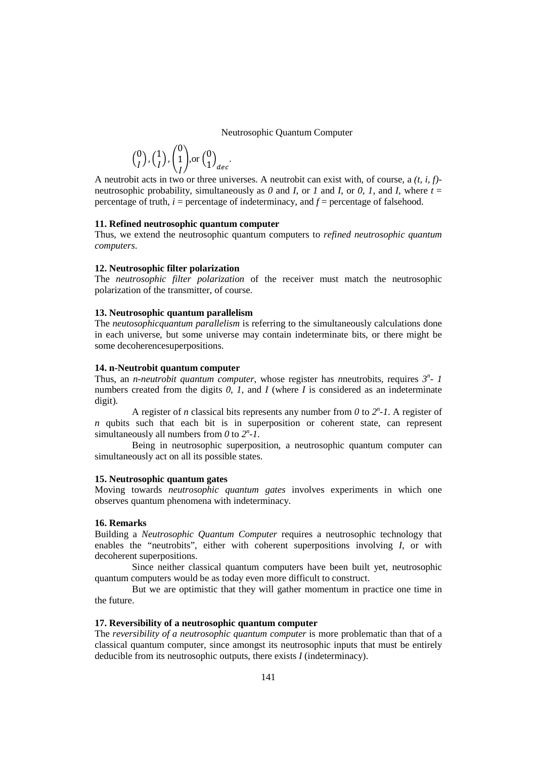$$\begin{pmatrix}0\\I\end{pmatrix}, \begin{pmatrix}1\\I\end{pmatrix}, \begin{pmatrix}0\\1\\I\end{pmatrix}, \text{or} \begin{pmatrix}0\\1\end{pmatrix}_{dec}.$$

A neutrobit acts in two or three universes. A neutrobit can exist with, of course, a *(t, i, f)*-neutrosophic probability, simultaneously as *0* and *I*, or *1* and *I*, or *0, 1,* and *I*, where $t$ = percentage of truth, $i$ = percentage of indeterminacy, and $f$ = percentage of falsehood.

**11. Refined neutrosophic quantum computer**

Thus, we extend the neutrosophic quantum computers to *refined neutrosophic quantum computers*.

**12. Neutrosophic filter polarization**

The *neutrosophic filter polarization* of the receiver must match the neutrosophic polarization of the transmitter, of course.

**13. Neutrosophic quantum parallelism**

The *neutosophicquantum parallelism* is referring to the simultaneously calculations done in each universe, but some universe may contain indeterminate bits, or there might be some decoherencesuperpositions.

**14. n-Neutrobit quantum computer**

Thus, an *n-neutrobit quantum computer*, whose register has *n*neutrobits, requires $3^n - 1$ numbers created from the digits *0, 1,* and *I* (where *I* is considered as an indeterminate digit).

A register of *n* classical bits represents any number from *0* to $2^n$*-1*. A register of *n* qubits such that each bit is in superposition or coherent state, can represent simultaneously all numbers from *0* to $2^n$*-1*.

Being in neutrosophic superposition, a neutrosophic quantum computer can simultaneously act on all its possible states.

**15. Neutrosophic quantum gates**

Moving towards *neutrosophic quantum gates* involves experiments in which one observes quantum phenomena with indeterminacy.

**16. Remarks**

Building a *Neutrosophic Quantum Computer* requires a neutrosophic technology that enables the "neutrobits", either with coherent superpositions involving *I*, or with decoherent superpositions.

Since neither classical quantum computers have been built yet, neutrosophic quantum computers would be as today even more difficult to construct.

But we are optimistic that they will gather momentum in practice one time in the future.

**17. Reversibility of a neutrosophic quantum computer**

The *reversibility of a neutrosophic quantum computer* is more problematic than that of a classical quantum computer, since amongst its neutrosophic inputs that must be entirely deducible from its neutrosophic outputs, there exists *I* (indeterminacy).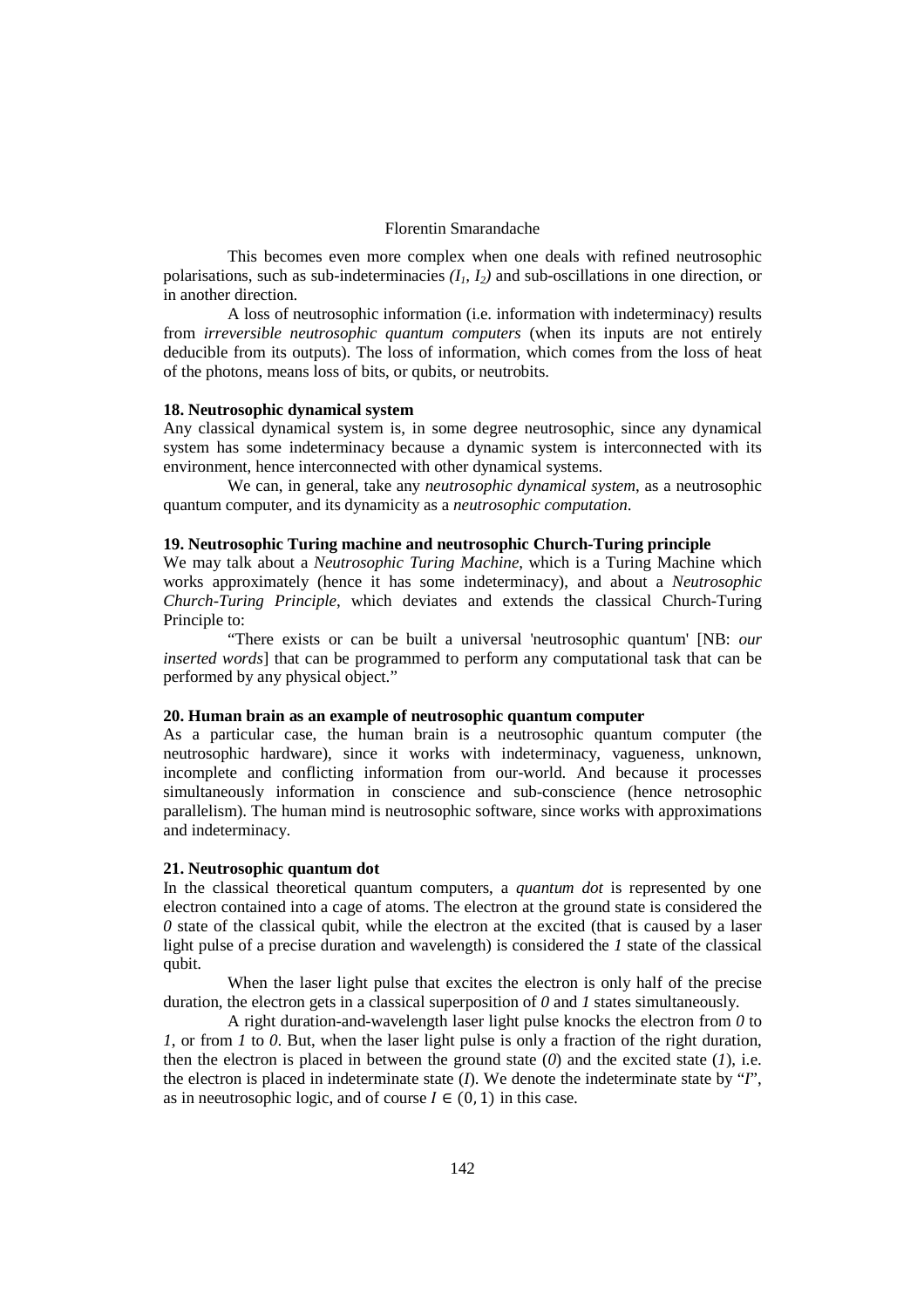This becomes even more complex when one deals with refined neutrosophic polarisations, such as sub-indeterminacies *($I_1$, $I_2$)* and sub-oscillations in one direction, or in another direction.

A loss of neutrosophic information (i.e. information with indeterminacy) results from *irreversible neutrosophic quantum computers* (when its inputs are not entirely deducible from its outputs). The loss of information, which comes from the loss of heat of the photons, means loss of bits, or qubits, or neutrobits.

**18. Neutrosophic dynamical system**

Any classical dynamical system is, in some degree neutrosophic, since any dynamical system has some indeterminacy because a dynamic system is interconnected with its environment, hence interconnected with other dynamical systems.

We can, in general, take any *neutrosophic dynamical system*, as a neutrosophic quantum computer, and its dynamicity as a *neutrosophic computation*.

**19. Neutrosophic Turing machine and neutrosophic Church-Turing principle**

We may talk about a *Neutrosophic Turing Machine*, which is a Turing Machine which works approximately (hence it has some indeterminacy), and about a *Neutrosophic Church-Turing Principle*, which deviates and extends the classical Church-Turing Principle to:

"There exists or can be built a universal 'neutrosophic quantum' [NB: *our inserted words*] that can be programmed to perform any computational task that can be performed by any physical object."

**20. Human brain as an example of neutrosophic quantum computer**

As a particular case, the human brain is a neutrosophic quantum computer (the neutrosophic hardware), since it works with indeterminacy, vagueness, unknown, incomplete and conflicting information from our-world. And because it processes simultaneously information in conscience and sub-conscience (hence netrosophic parallelism). The human mind is neutrosophic software, since works with approximations and indeterminacy.

**21. Neutrosophic quantum dot**

In the classical theoretical quantum computers, a *quantum dot* is represented by one electron contained into a cage of atoms. The electron at the ground state is considered the *0* state of the classical qubit, while the electron at the excited (that is caused by a laser light pulse of a precise duration and wavelength) is considered the *1* state of the classical qubit.

When the laser light pulse that excites the electron is only half of the precise duration, the electron gets in a classical superposition of *0* and *1* states simultaneously.

A right duration-and-wavelength laser light pulse knocks the electron from *0* to *1*, or from *1* to *0*. But, when the laser light pulse is only a fraction of the right duration, then the electron is placed in between the ground state (*0*) and the excited state (*1*), i.e. the electron is placed in indeterminate state (*I*). We denote the indeterminate state by "*I*", as in neeutrosophic logic, and of course $I \in (0, 1)$ in this case.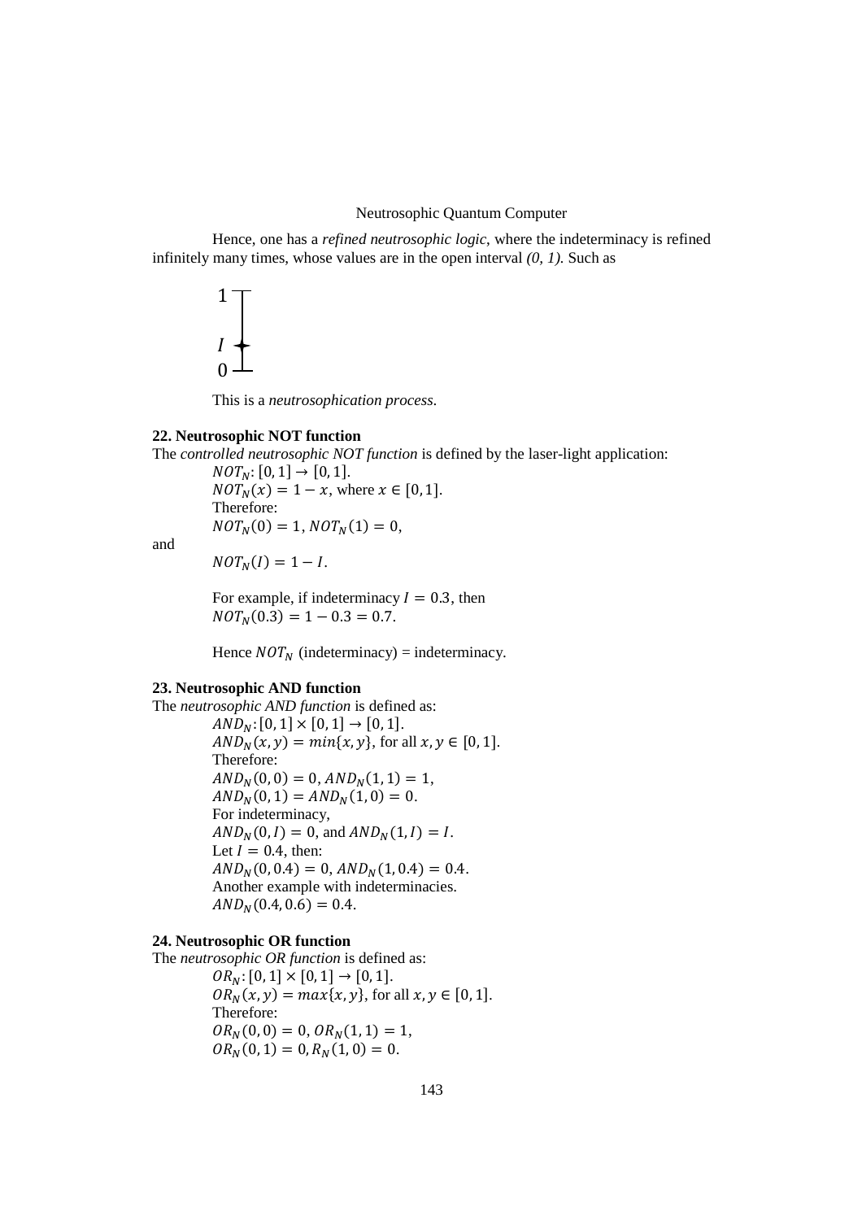Hence, one has a *refined neutrosophic logic*, where the indeterminacy is refined infinitely many times, whose values are in the open interval *(0, 1).* Such as

1

$I$

0

This is a *neutrosophication process*.

**22. Neutrosophic NOT function**

The *controlled neutrosophic NOT function* is defined by the laser-light application:

$NOT_N: [0, 1] \rightarrow [0, 1]$.
$NOT_N(x) = 1 - x$, where $x \in [0, 1]$.
Therefore:
$NOT_N(0) = 1, NOT_N(1) = 0,$

and

$NOT_N(I) = 1 - I$.

For example, if indeterminacy $I = 0.3$, then
$NOT_N(0.3) = 1 - 0.3 = 0.7$.

Hence $NOT_N$ (indeterminacy) = indeterminacy.

**23. Neutrosophic AND function**

The *neutrosophic AND function* is defined as:

$AND_N: [0, 1] \times [0, 1] \rightarrow [0, 1]$.
$AND_N(x, y) = min\{x, y\}$, for all $x, y \in [0, 1]$.
Therefore:
$AND_N(0, 0) = 0, AND_N(1, 1) = 1,$
$AND_N(0, 1) = AND_N(1, 0) = 0.$
For indeterminacy,
$AND_N(0, I) = 0$, and $AND_N(1, I) = I$.
Let $I = 0.4$, then:
$AND_N(0, 0.4) = 0, AND_N(1, 0.4) = 0.4.$
Another example with indeterminacies.
$AND_N(0.4, 0.6) = 0.4.$

**24. Neutrosophic OR function**

The *neutrosophic OR function* is defined as:

$OR_N: [0, 1] \times [0, 1] \rightarrow [0, 1]$.
$OR_N(x, y) = max\{x, y\}$, for all $x, y \in [0, 1]$.
Therefore:
$OR_N(0, 0) = 0, OR_N(1, 1) = 1,$
$OR_N(0, 1) = 0, R_N(1, 0) = 0.$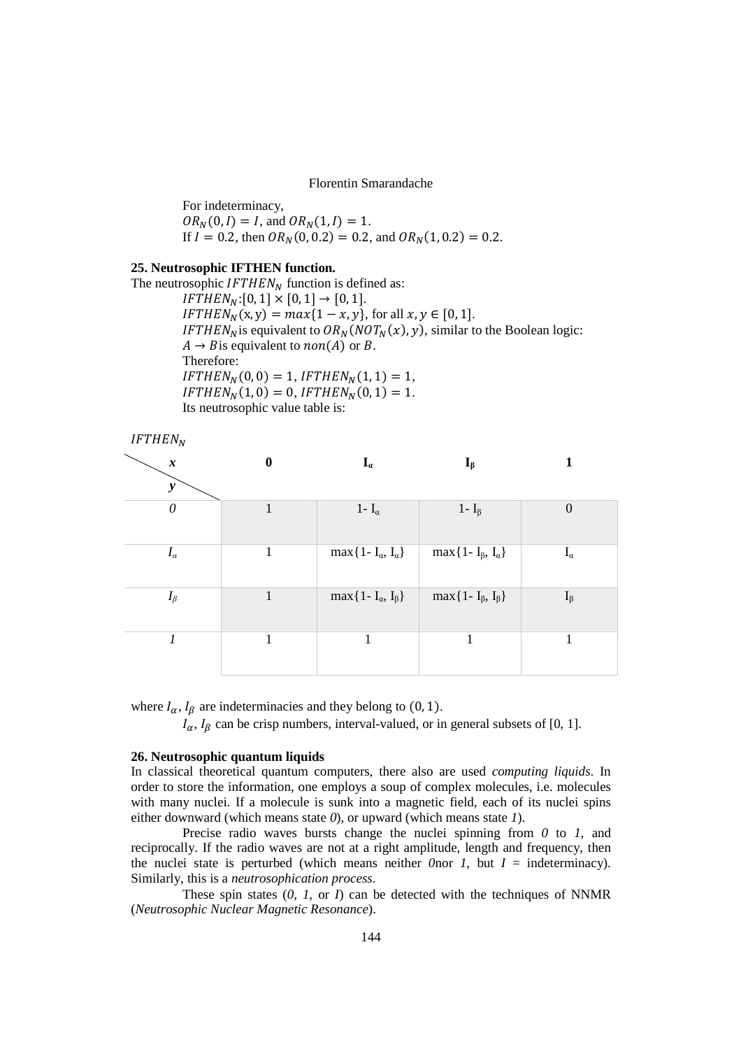For indeterminacy,

$OR_N(0, I) = I$, and $OR_N(1, I) = 1$.

If $I = 0.2$, then $OR_N(0, 0.2) = 0.2$, and $OR_N(1, 0.2) = 0.2$.

**25. Neutrosophic IFTHEN function.**

The neutrosophic $IFTHEN_N$ function is defined as:

$IFTHEN_N: [0, 1] \times [0, 1] \rightarrow [0, 1]$.

$IFTHEN_N(\text{x}, \text{y}) = max\{1 - x, y\}$, for all $x, y \in [0, 1]$.

$IFTHEN_N$ is equivalent to $OR_N(NOT_N(x), y)$, similar to the Boolean logic:

$A \rightarrow B$ is equivalent to $non(A)$ or $B$.

Therefore:

$IFTHEN_N(0, 0) = 1$, $IFTHEN_N(1, 1) = 1$,

$IFTHEN_N(1, 0) = 0$, $IFTHEN_N(0, 1) = 1$.

Its neutrosophic value table is:

$IFTHEN_N$

| ***x*** / ***y*** | **0** | $\mathbf{I_\alpha}$ | $\mathbf{I_\beta}$ | **1** |
|---|---|---|---|---|
| *0* | 1 | $1 - I_\alpha$ | $1 - I_\beta$ | 0 |
| $I_\alpha$ | 1 | $\max\{1 - I_\alpha, I_\alpha\}$ | $\max\{1 - I_\beta, I_\alpha\}$ | $I_\alpha$ |
| $I_\beta$ | 1 | $\max\{1 - I_\alpha, I_\beta\}$ | $\max\{1 - I_\beta, I_\beta\}$ | $I_\beta$ |
| *1* | 1 | 1 | 1 | 1 |

where $I_\alpha, I_\beta$ are indeterminacies and they belong to $(0, 1)$.

$I_\alpha, I_\beta$ can be crisp numbers, interval-valued, or in general subsets of [0, 1].

**26. Neutrosophic quantum liquids**

In classical theoretical quantum computers, there also are used *computing liquids*. In order to store the information, one employs a soup of complex molecules, i.e. molecules with many nuclei. If a molecule is sunk into a magnetic field, each of its nuclei spins either downward (which means state *0*), or upward (which means state *1*).

Precise radio waves bursts change the nuclei spinning from *0* to *1*, and reciprocally. If the radio waves are not at a right amplitude, length and frequency, then the nuclei state is perturbed (which means neither *0*nor *1*, but *I* = indeterminacy). Similarly, this is a *neutrosophication process*.

These spin states (*0*, *1*, or *I*) can be detected with the techniques of NNMR (*Neutrosophic Nuclear Magnetic Resonance*).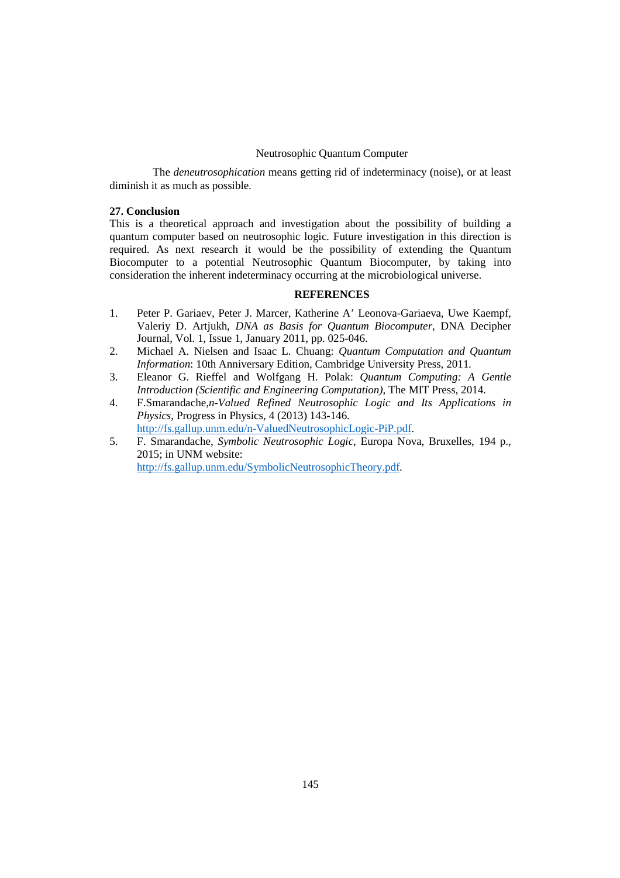The *deneutrosophication* means getting rid of indeterminacy (noise), or at least diminish it as much as possible.

## 27. Conclusion

This is a theoretical approach and investigation about the possibility of building a quantum computer based on neutrosophic logic. Future investigation in this direction is required. As next research it would be the possibility of extending the Quantum Biocomputer to a potential Neutrosophic Quantum Biocomputer, by taking into consideration the inherent indeterminacy occurring at the microbiological universe.

## REFERENCES

1. Peter P. Gariaev, Peter J. Marcer, Katherine A' Leonova-Gariaeva, Uwe Kaempf, Valeriy D. Artjukh, *DNA as Basis for Quantum Biocomputer*, DNA Decipher Journal, Vol. 1, Issue 1, January 2011, pp. 025-046.
2. Michael A. Nielsen and Isaac L. Chuang: *Quantum Computation and Quantum Information*: 10th Anniversary Edition, Cambridge University Press, 2011.
3. Eleanor G. Rieffel and Wolfgang H. Polak: *Quantum Computing: A Gentle Introduction (Scientific and Engineering Computation)*, The MIT Press, 2014.
4. F.Smarandache,*n-Valued Refined Neutrosophic Logic and Its Applications in Physics*, Progress in Physics, 4 (2013) 143-146. http://fs.gallup.unm.edu/n-ValuedNeutrosophicLogic-PiP.pdf.
5. F. Smarandache, *Symbolic Neutrosophic Logic*, Europa Nova, Bruxelles, 194 p., 2015; in UNM website: http://fs.gallup.unm.edu/SymbolicNeutrosophicTheory.pdf.